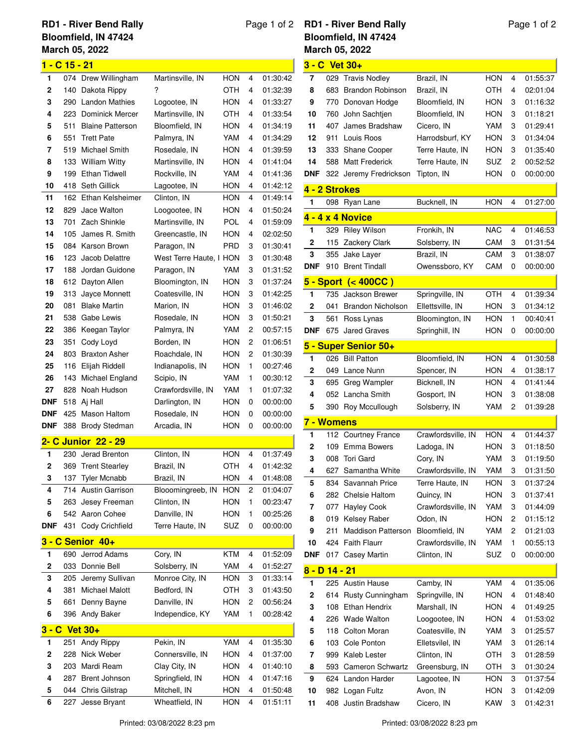# RD1 - River Bend Rally

**Bloomfield, IN 47424**

**March 05, 2022**

## 1 - C 15 - 21

| Pos | No. | Name | Hometown | Make | Laps | Time |
|---|---|---|---|---|---|---|
| 1 | 074 | Drew Willingham | Martinsville, IN | HON | 4 | 01:30:42 |
| 2 | 140 | Dakota Rippy | ? | OTH | 4 | 01:32:39 |
| 3 | 290 | Landon Mathies | Logootee, IN | HON | 4 | 01:33:27 |
| 4 | 223 | Dominick Mercer | Martinsville, IN | OTH | 4 | 01:33:54 |
| 5 | 511 | Blaine Patterson | Bloomfield, IN | HON | 4 | 01:34:19 |
| 6 | 551 | Trett Pate | Palmyra, IN | YAM | 4 | 01:34:29 |
| 7 | 519 | Michael Smith | Rosedale, IN | HON | 4 | 01:39:59 |
| 8 | 133 | William Witty | Martinsville, IN | HON | 4 | 01:41:04 |
| 9 | 199 | Ethan Tidwell | Rockville, IN | YAM | 4 | 01:41:36 |
| 10 | 418 | Seth Gillick | Lagootee, IN | HON | 4 | 01:42:12 |
| 11 | 162 | Ethan Kelsheimer | Clinton, IN | HON | 4 | 01:49:14 |
| 12 | 829 | Jace Walton | Loogootee, IN | HON | 4 | 01:50:24 |
| 13 | 701 | Zach Shinkle | Martinsville, IN | POL | 4 | 01:59:09 |
| 14 | 105 | James R. Smith | Greencastle, IN | HON | 4 | 02:02:50 |
| 15 | 084 | Karson Brown | Paragon, IN | PRD | 3 | 01:30:41 |
| 16 | 123 | Jacob Delattre | West Terre Haute, I | HON | 3 | 01:30:48 |
| 17 | 188 | Jordan Guidone | Paragon, IN | YAM | 3 | 01:31:52 |
| 18 | 612 | Dayton Allen | Bloomington, IN | HON | 3 | 01:37:24 |
| 19 | 313 | Jayce Monnett | Coatesville, IN | HON | 3 | 01:42:25 |
| 20 | 081 | Blake Martin | Marion, IN | HON | 3 | 01:46:02 |
| 21 | 538 | Gabe Lewis | Rosedale, IN | HON | 3 | 01:50:21 |
| 22 | 386 | Keegan Taylor | Palmyra, IN | YAM | 2 | 00:57:15 |
| 23 | 351 | Cody Loyd | Borden, IN | HON | 2 | 01:06:51 |
| 24 | 803 | Braxton Asher | Roachdale, IN | HON | 2 | 01:30:39 |
| 25 | 116 | Elijah Riddell | Indianapolis, IN | HON | 1 | 00:27:46 |
| 26 | 143 | Michael England | Scipio, IN | YAM | 1 | 00:30:12 |
| 27 | 828 | Noah Hudson | Crawfordsville, IN | YAM | 1 | 01:07:32 |
| DNF | 518 | Aj Hall | Darlington, IN | HON | 0 | 00:00:00 |
| DNF | 425 | Mason Haltom | Rosedale, IN | HON | 0 | 00:00:00 |
| DNF | 388 | Brody Stedman | Arcadia, IN | HON | 0 | 00:00:00 |

## 2- C Junior 22 - 29

| Pos | No. | Name | Hometown | Make | Laps | Time |
|---|---|---|---|---|---|---|
| 1 | 230 | Jerad Brenton | Clinton, IN | HON | 4 | 01:37:49 |
| 2 | 369 | Trent Stearley | Brazil, IN | OTH | 4 | 01:42:32 |
| 3 | 137 | Tyler Mcnabb | Brazil, IN | HON | 4 | 01:48:08 |
| 4 | 714 | Austin Garrison | Blooomingreeb, IN | HON | 2 | 01:04:07 |
| 5 | 263 | Jesey Freeman | Clinton, IN | HON | 1 | 00:23:47 |
| 6 | 542 | Aaron Cohee | Danville, IN | HON | 1 | 00:25:26 |
| DNF | 431 | Cody Crichfield | Terre Haute, IN | SUZ | 0 | 00:00:00 |

## 3 - C Senior 40+

| Pos | No. | Name | Hometown | Make | Laps | Time |
|---|---|---|---|---|---|---|
| 1 | 690 | Jerrod Adams | Cory, IN | KTM | 4 | 01:52:09 |
| 2 | 033 | Donnie Bell | Solsberry, IN | YAM | 4 | 01:52:27 |
| 3 | 205 | Jeremy Sullivan | Monroe City, IN | HON | 3 | 01:33:14 |
| 4 | 381 | Michael Malott | Bedford, IN | OTH | 3 | 01:43:50 |
| 5 | 661 | Denny Bayne | Danville, IN | HON | 2 | 00:56:24 |
| 6 | 396 | Andy Baker | Independicе, KY | YAM | 1 | 00:28:42 |

## 3 - C Vet 30+

| Pos | No. | Name | Hometown | Make | Laps | Time |
|---|---|---|---|---|---|---|
| 1 | 251 | Andy Rippy | Pekin, IN | YAM | 4 | 01:35:30 |
| 2 | 228 | Nick Weber | Connersville, IN | HON | 4 | 01:37:00 |
| 3 | 203 | Mardi Ream | Clay City, IN | HON | 4 | 01:40:10 |
| 4 | 287 | Brent Johnson | Springfield, IN | HON | 4 | 01:47:16 |
| 5 | 044 | Chris Gilstrap | Mitchell, IN | HON | 4 | 01:50:48 |
| 6 | 227 | Jesse Bryant | Wheatfield, IN | HON | 4 | 01:51:11 |
| 7 | 029 | Travis Nodley | Brazil, IN | HON | 4 | 01:55:37 |
| 8 | 683 | Brandon Robinson | Brazil, IN | OTH | 4 | 02:01:04 |
| 9 | 770 | Donovan Hodge | Bloomfield, IN | HON | 3 | 01:16:32 |
| 10 | 760 | John Sachtjen | Bloomfield, IN | HON | 3 | 01:18:21 |
| 11 | 407 | James Bradshaw | Cicero, IN | YAM | 3 | 01:29:41 |
| 12 | 911 | Louis Roos | Harrodsburf, KY | HON | 3 | 01:34:04 |
| 13 | 333 | Shane Cooper | Terre Haute, IN | HON | 3 | 01:35:40 |
| 14 | 588 | Matt Frederick | Terre Haute, IN | SUZ | 2 | 00:52:52 |
| DNF | 322 | Jeremy Fredrickson | Tipton, IN | HON | 0 | 00:00:00 |

## 4 - 2 Strokes

| Pos | No. | Name | Hometown | Make | Laps | Time |
|---|---|---|---|---|---|---|
| 1 | 098 | Ryan Lane | Bucknell, IN | HON | 4 | 01:27:00 |

## 4 - 4 x 4 Novice

| Pos | No. | Name | Hometown | Make | Laps | Time |
|---|---|---|---|---|---|---|
| 1 | 329 | Riley Wilson | Fronkih, IN | NAC | 4 | 01:46:53 |
| 2 | 115 | Zackery Clark | Solsberry, IN | CAM | 3 | 01:31:54 |
| 3 | 355 | Jake Layer | Brazil, IN | CAM | 3 | 01:38:07 |
| DNF | 910 | Brent Tindall | Owenssboro, KY | CAM | 0 | 00:00:00 |

## 5 - Sport (< 400CC )

| Pos | No. | Name | Hometown | Make | Laps | Time |
|---|---|---|---|---|---|---|
| 1 | 735 | Jackson Brewer | Springville, IN | OTH | 4 | 01:39:34 |
| 2 | 041 | Brandon Nicholson | Ellettsville, IN | HON | 3 | 01:34:12 |
| 3 | 561 | Ross Lynas | Bloomington, IN | HON | 1 | 00:40:41 |
| DNF | 675 | Jared Graves | Springhill, IN | HON | 0 | 00:00:00 |

## 5 - Super Senior 50+

| Pos | No. | Name | Hometown | Make | Laps | Time |
|---|---|---|---|---|---|---|
| 1 | 026 | Bill Patton | Bloomfield, IN | HON | 4 | 01:30:58 |
| 2 | 049 | Lance Nunn | Spencer, IN | HON | 4 | 01:38:17 |
| 3 | 695 | Greg Wampler | Bicknell, IN | HON | 4 | 01:41:44 |
| 4 | 052 | Lancha Smith | Gosport, IN | HON | 3 | 01:38:08 |
| 5 | 390 | Roy Mccullough | Solsberry, IN | YAM | 2 | 01:39:28 |

## 7 - Womens

| Pos | No. | Name | Hometown | Make | Laps | Time |
|---|---|---|---|---|---|---|
| 1 | 112 | Courtney France | Crawfordsville, IN | HON | 4 | 01:44:37 |
| 2 | 109 | Emma Bowers | Ladoga, IN | HON | 3 | 01:18:50 |
| 3 | 008 | Tori Gard | Cory, IN | YAM | 3 | 01:19:50 |
| 4 | 627 | Samantha White | Crawfordsville, IN | YAM | 3 | 01:31:50 |
| 5 | 834 | Savannah Price | Terre Haute, IN | HON | 3 | 01:37:24 |
| 6 | 282 | Chelsie Haltom | Quincy, IN | HON | 3 | 01:37:41 |
| 7 | 077 | Hayley Cook | Crawfordsville, IN | YAM | 3 | 01:44:09 |
| 8 | 019 | Kelsey Raber | Odon, IN | HON | 2 | 01:15:12 |
| 9 | 211 | Maddison Patterson | Bloomfield, IN | YAM | 2 | 01:21:03 |
| 10 | 424 | Faith Flaurr | Crawfordsville, IN | YAM | 1 | 00:55:13 |
| DNF | 017 | Casey Martin | Clinton, IN | SUZ | 0 | 00:00:00 |

## 8 - D 14 - 21

| Pos | No. | Name | Hometown | Make | Laps | Time |
|---|---|---|---|---|---|---|
| 1 | 225 | Austin Hause | Camby, IN | YAM | 4 | 01:35:06 |
| 2 | 614 | Rusty Cunningham | Springville, IN | HON | 4 | 01:48:40 |
| 3 | 108 | Ethan Hendrix | Marshall, IN | HON | 4 | 01:49:25 |
| 4 | 226 | Wade Walton | Loogootee, IN | HON | 4 | 01:53:02 |
| 5 | 118 | Colton Moran | Coatesville, IN | YAM | 3 | 01:25:57 |
| 6 | 103 | Cole Ponton | Elletsvilel, IN | YAM | 3 | 01:26:14 |
| 7 | 999 | Kaleb Lester | Clinton, IN | OTH | 3 | 01:28:59 |
| 8 | 593 | Cameron Schwartz | Greensburg, IN | OTH | 3 | 01:30:24 |
| 9 | 624 | Landon Harder | Lagootee, IN | HON | 3 | 01:37:54 |
| 10 | 982 | Logan Fultz | Avon, IN | HON | 3 | 01:42:09 |
| 11 | 408 | Justin Bradshaw | Cicero, IN | KAW | 3 | 01:42:31 |

Printed: 03/08/2022 8:23 pm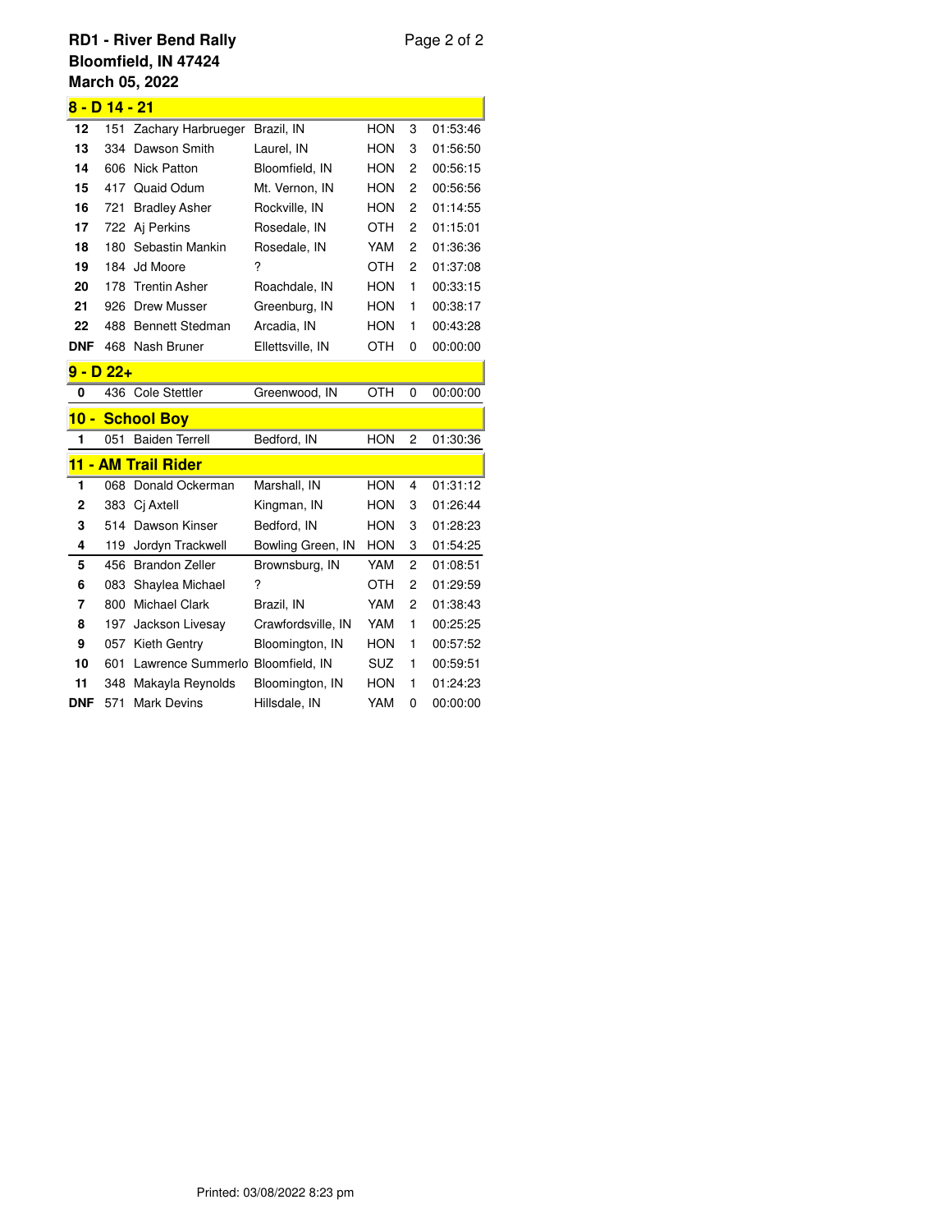**RD1 - River Bend Rally**
**Bloomfield, IN 47424**
**March 05, 2022**

## 8 - D 14 - 21

| | | | | | | |
|---|---|---|---|---|---|---|
| **12** | 151 | Zachary Harbrueger | Brazil, IN | HON | 3 | 01:53:46 |
| **13** | 334 | Dawson Smith | Laurel, IN | HON | 3 | 01:56:50 |
| **14** | 606 | Nick Patton | Bloomfield, IN | HON | 2 | 00:56:15 |
| **15** | 417 | Quaid Odum | Mt. Vernon, IN | HON | 2 | 00:56:56 |
| **16** | 721 | Bradley Asher | Rockville, IN | HON | 2 | 01:14:55 |
| **17** | 722 | Aj Perkins | Rosedale, IN | OTH | 2 | 01:15:01 |
| **18** | 180 | Sebastin Mankin | Rosedale, IN | YAM | 2 | 01:36:36 |
| **19** | 184 | Jd Moore | ? | OTH | 2 | 01:37:08 |
| **20** | 178 | Trentin Asher | Roachdale, IN | HON | 1 | 00:33:15 |
| **21** | 926 | Drew Musser | Greenburg, IN | HON | 1 | 00:38:17 |
| **22** | 488 | Bennett Stedman | Arcadia, IN | HON | 1 | 00:43:28 |
| **DNF** | 468 | Nash Bruner | Ellettsville, IN | OTH | 0 | 00:00:00 |

## 9 - D 22+

| | | | | | | |
|---|---|---|---|---|---|---|
| **0** | 436 | Cole Stettler | Greenwood, IN | OTH | 0 | 00:00:00 |

## 10 - School Boy

| | | | | | | |
|---|---|---|---|---|---|---|
| **1** | 051 | Baiden Terrell | Bedford, IN | HON | 2 | 01:30:36 |

## 11 - AM Trail Rider

| | | | | | | |
|---|---|---|---|---|---|---|
| **1** | 068 | Donald Ockerman | Marshall, IN | HON | 4 | 01:31:12 |
| **2** | 383 | Cj Axtell | Kingman, IN | HON | 3 | 01:26:44 |
| **3** | 514 | Dawson Kinser | Bedford, IN | HON | 3 | 01:28:23 |
| **4** | 119 | Jordyn Trackwell | Bowling Green, IN | HON | 3 | 01:54:25 |
| **5** | 456 | Brandon Zeller | Brownsburg, IN | YAM | 2 | 01:08:51 |
| **6** | 083 | Shaylea Michael | ? | OTH | 2 | 01:29:59 |
| **7** | 800 | Michael Clark | Brazil, IN | YAM | 2 | 01:38:43 |
| **8** | 197 | Jackson Livesay | Crawfordsville, IN | YAM | 1 | 00:25:25 |
| **9** | 057 | Kieth Gentry | Bloomington, IN | HON | 1 | 00:57:52 |
| **10** | 601 | Lawrence Summerlo | Bloomfield, IN | SUZ | 1 | 00:59:51 |
| **11** | 348 | Makayla Reynolds | Bloomington, IN | HON | 1 | 01:24:23 |
| **DNF** | 571 | Mark Devins | Hillsdale, IN | YAM | 0 | 00:00:00 |

Printed: 03/08/2022 8:23 pm